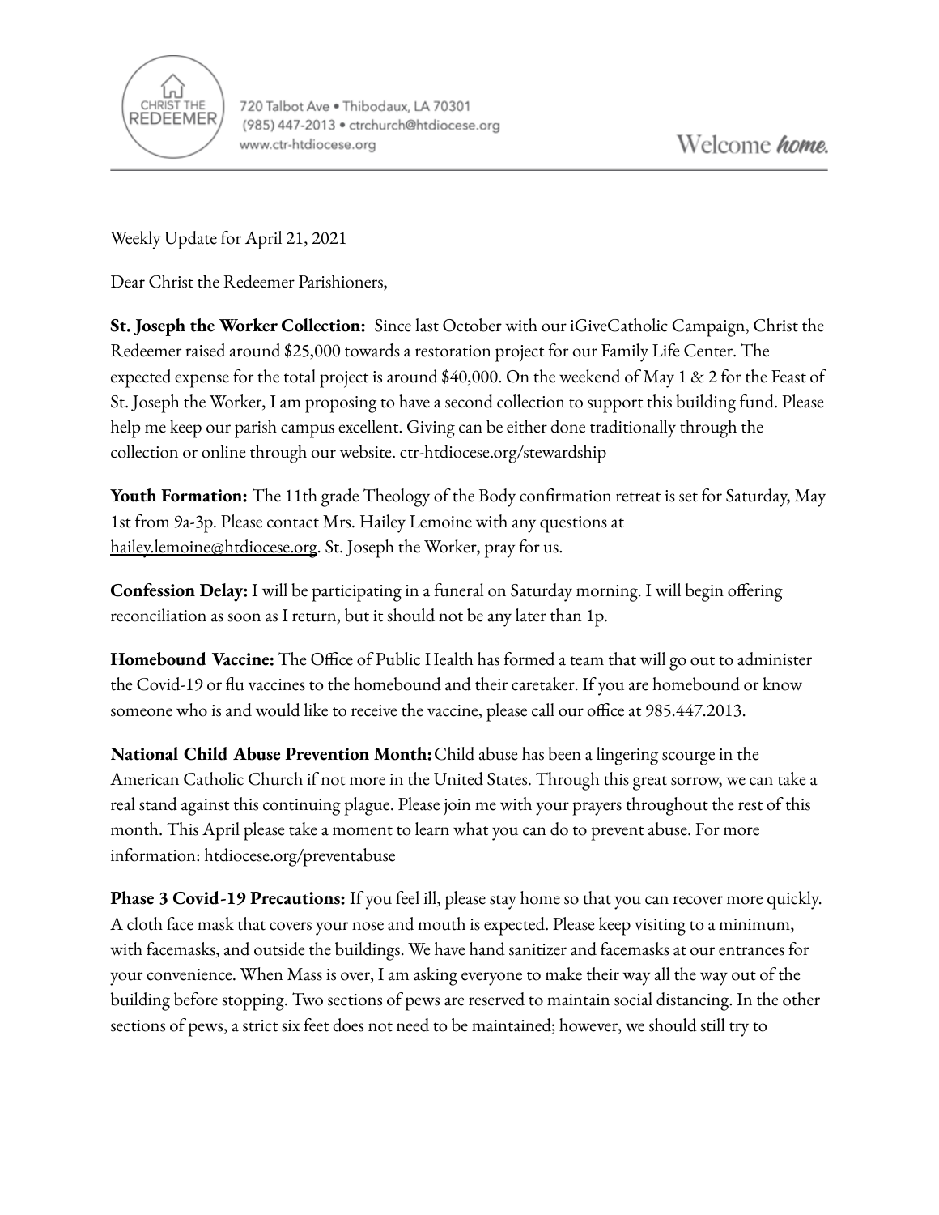CHRIST THE REDEEMER

720 Talbot Ave • Thibodaux, LA 70301
(985) 447-2013 • ctrchurch@htdiocese.org
www.ctr-htdiocese.org

Welcome *home.*

Weekly Update for April 21, 2021

Dear Christ the Redeemer Parishioners,

**St. Joseph the Worker Collection:** Since last October with our iGiveCatholic Campaign, Christ the Redeemer raised around $25,000 towards a restoration project for our Family Life Center. The expected expense for the total project is around $40,000. On the weekend of May 1 & 2 for the Feast of St. Joseph the Worker, I am proposing to have a second collection to support this building fund. Please help me keep our parish campus excellent. Giving can be either done traditionally through the collection or online through our website. ctr-htdiocese.org/stewardship

**Youth Formation:** The 11th grade Theology of the Body confirmation retreat is set for Saturday, May 1st from 9a-3p. Please contact Mrs. Hailey Lemoine with any questions at hailey.lemoine@htdiocese.org. St. Joseph the Worker, pray for us.

**Confession Delay:** I will be participating in a funeral on Saturday morning. I will begin offering reconciliation as soon as I return, but it should not be any later than 1p.

**Homebound Vaccine:** The Office of Public Health has formed a team that will go out to administer the Covid-19 or flu vaccines to the homebound and their caretaker. If you are homebound or know someone who is and would like to receive the vaccine, please call our office at 985.447.2013.

**National Child Abuse Prevention Month:** Child abuse has been a lingering scourge in the American Catholic Church if not more in the United States. Through this great sorrow, we can take a real stand against this continuing plague. Please join me with your prayers throughout the rest of this month. This April please take a moment to learn what you can do to prevent abuse. For more information: htdiocese.org/preventabuse

**Phase 3 Covid-19 Precautions:** If you feel ill, please stay home so that you can recover more quickly. A cloth face mask that covers your nose and mouth is expected. Please keep visiting to a minimum, with facemasks, and outside the buildings. We have hand sanitizer and facemasks at our entrances for your convenience. When Mass is over, I am asking everyone to make their way all the way out of the building before stopping. Two sections of pews are reserved to maintain social distancing. In the other sections of pews, a strict six feet does not need to be maintained; however, we should still try to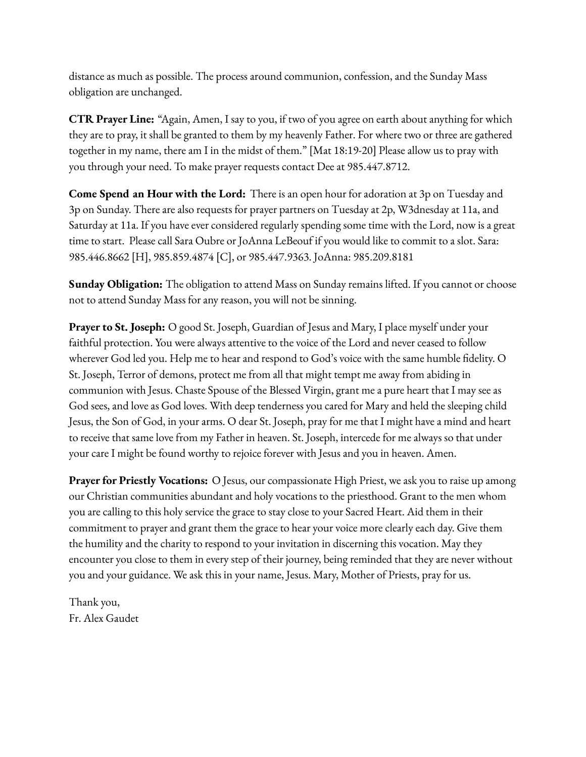distance as much as possible. The process around communion, confession, and the Sunday Mass obligation are unchanged.

**CTR Prayer Line:** "Again, Amen, I say to you, if two of you agree on earth about anything for which they are to pray, it shall be granted to them by my heavenly Father. For where two or three are gathered together in my name, there am I in the midst of them." [Mat 18:19-20] Please allow us to pray with you through your need. To make prayer requests contact Dee at 985.447.8712.

**Come Spend an Hour with the Lord:** There is an open hour for adoration at 3p on Tuesday and 3p on Sunday. There are also requests for prayer partners on Tuesday at 2p, W3dnesday at 11a, and Saturday at 11a. If you have ever considered regularly spending some time with the Lord, now is a great time to start. Please call Sara Oubre or JoAnna LeBeouf if you would like to commit to a slot. Sara: 985.446.8662 [H], 985.859.4874 [C], or 985.447.9363. JoAnna: 985.209.8181

**Sunday Obligation:** The obligation to attend Mass on Sunday remains lifted. If you cannot or choose not to attend Sunday Mass for any reason, you will not be sinning.

**Prayer to St. Joseph:** O good St. Joseph, Guardian of Jesus and Mary, I place myself under your faithful protection. You were always attentive to the voice of the Lord and never ceased to follow wherever God led you. Help me to hear and respond to God's voice with the same humble fidelity. O St. Joseph, Terror of demons, protect me from all that might tempt me away from abiding in communion with Jesus. Chaste Spouse of the Blessed Virgin, grant me a pure heart that I may see as God sees, and love as God loves. With deep tenderness you cared for Mary and held the sleeping child Jesus, the Son of God, in your arms. O dear St. Joseph, pray for me that I might have a mind and heart to receive that same love from my Father in heaven. St. Joseph, intercede for me always so that under your care I might be found worthy to rejoice forever with Jesus and you in heaven. Amen.

**Prayer for Priestly Vocations:** O Jesus, our compassionate High Priest, we ask you to raise up among our Christian communities abundant and holy vocations to the priesthood. Grant to the men whom you are calling to this holy service the grace to stay close to your Sacred Heart. Aid them in their commitment to prayer and grant them the grace to hear your voice more clearly each day. Give them the humility and the charity to respond to your invitation in discerning this vocation. May they encounter you close to them in every step of their journey, being reminded that they are never without you and your guidance. We ask this in your name, Jesus. Mary, Mother of Priests, pray for us.

Thank you,
Fr. Alex Gaudet